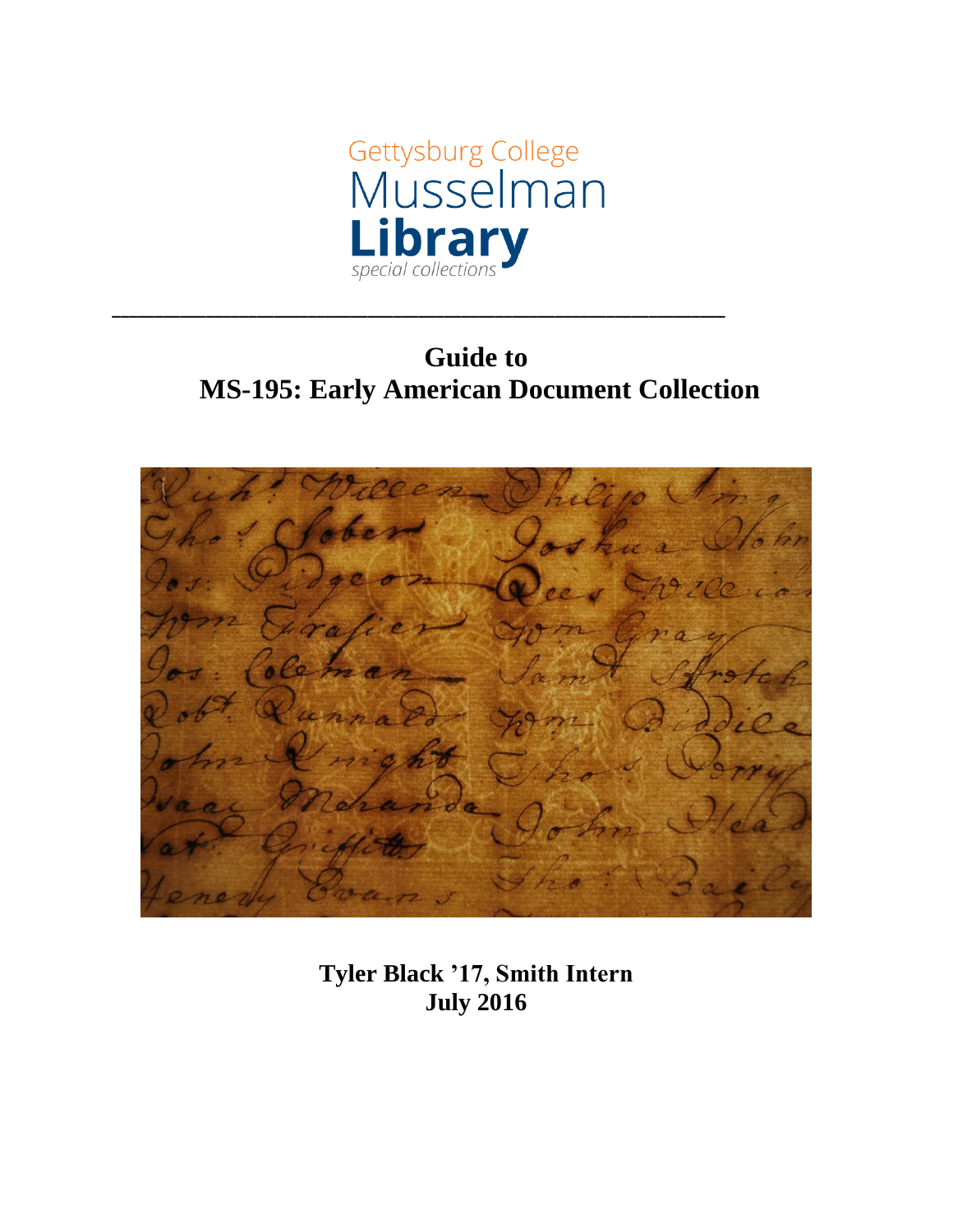Gettysburg College
Musselman
**Library**
*special collections*

---

# Guide to
# MS-195: Early American Document Collection

**Tyler Black '17, Smith Intern**
**July 2016**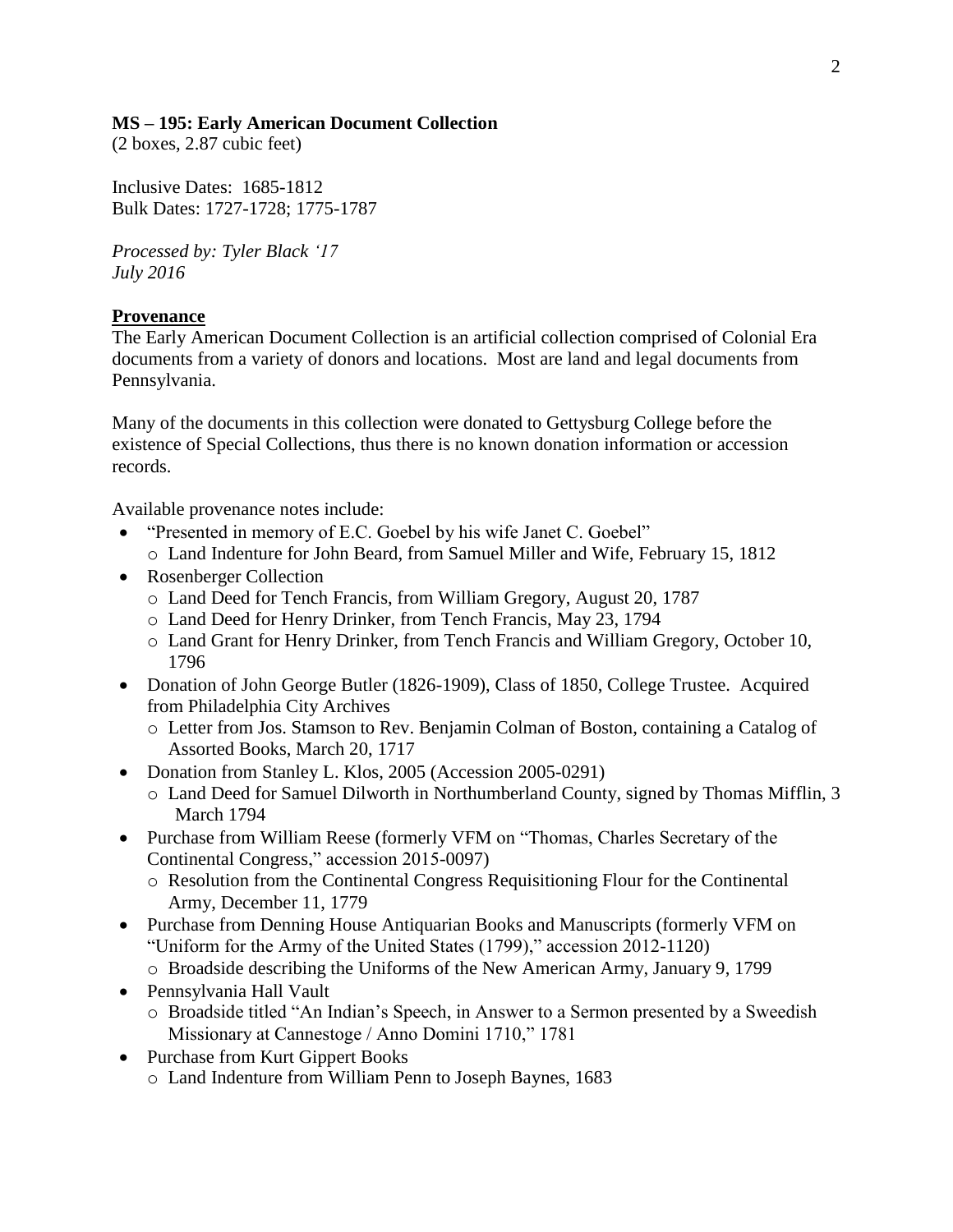**MS – 195: Early American Document Collection**
(2 boxes, 2.87 cubic feet)

Inclusive Dates: 1685-1812
Bulk Dates: 1727-1728; 1775-1787

*Processed by: Tyler Black '17*
*July 2016*

## Provenance

The Early American Document Collection is an artificial collection comprised of Colonial Era documents from a variety of donors and locations. Most are land and legal documents from Pennsylvania.

Many of the documents in this collection were donated to Gettysburg College before the existence of Special Collections, thus there is no known donation information or accession records.

Available provenance notes include:

- "Presented in memory of E.C. Goebel by his wife Janet C. Goebel"
  - Land Indenture for John Beard, from Samuel Miller and Wife, February 15, 1812
- Rosenberger Collection
  - Land Deed for Tench Francis, from William Gregory, August 20, 1787
  - Land Deed for Henry Drinker, from Tench Francis, May 23, 1794
  - Land Grant for Henry Drinker, from Tench Francis and William Gregory, October 10, 1796
- Donation of John George Butler (1826-1909), Class of 1850, College Trustee. Acquired from Philadelphia City Archives
  - Letter from Jos. Stamson to Rev. Benjamin Colman of Boston, containing a Catalog of Assorted Books, March 20, 1717
- Donation from Stanley L. Klos, 2005 (Accession 2005-0291)
  - Land Deed for Samuel Dilworth in Northumberland County, signed by Thomas Mifflin, 3 March 1794
- Purchase from William Reese (formerly VFM on "Thomas, Charles Secretary of the Continental Congress," accession 2015-0097)
  - Resolution from the Continental Congress Requisitioning Flour for the Continental Army, December 11, 1779
- Purchase from Denning House Antiquarian Books and Manuscripts (formerly VFM on "Uniform for the Army of the United States (1799)," accession 2012-1120)
  - Broadside describing the Uniforms of the New American Army, January 9, 1799
- Pennsylvania Hall Vault
  - Broadside titled "An Indian's Speech, in Answer to a Sermon presented by a Sweedish Missionary at Cannestoge / Anno Domini 1710," 1781
- Purchase from Kurt Gippert Books
  - Land Indenture from William Penn to Joseph Baynes, 1683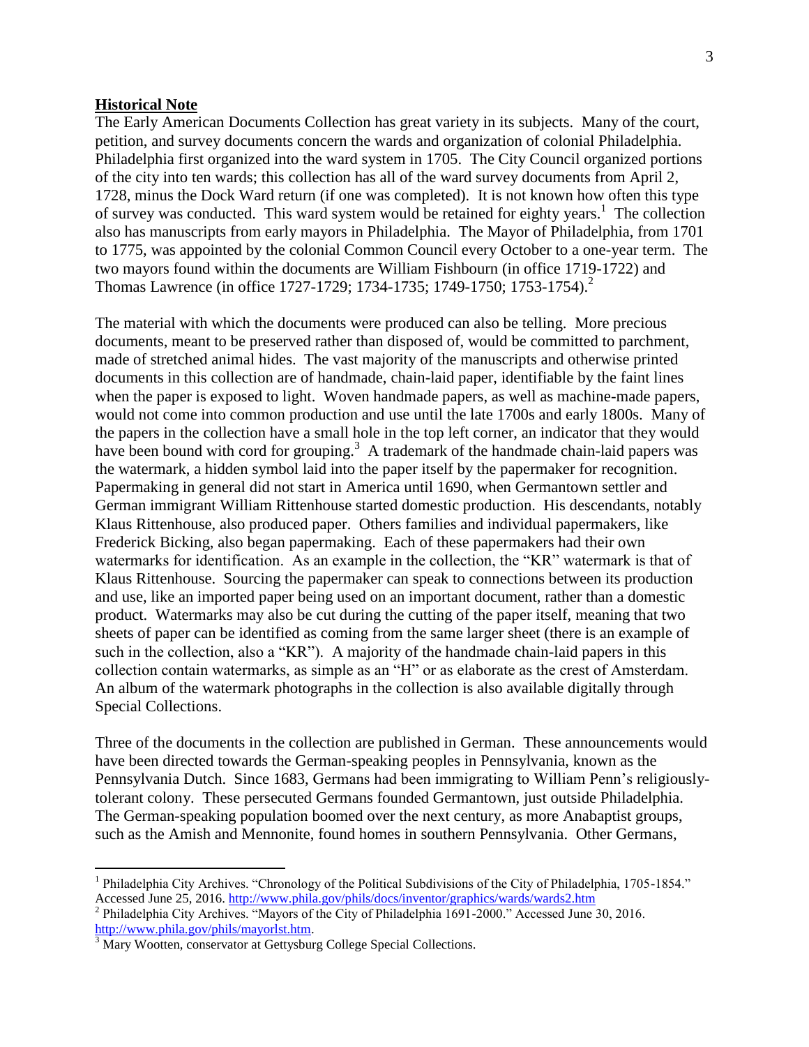**Historical Note**

The Early American Documents Collection has great variety in its subjects. Many of the court, petition, and survey documents concern the wards and organization of colonial Philadelphia. Philadelphia first organized into the ward system in 1705. The City Council organized portions of the city into ten wards; this collection has all of the ward survey documents from April 2, 1728, minus the Dock Ward return (if one was completed). It is not known how often this type of survey was conducted. This ward system would be retained for eighty years.[1] The collection also has manuscripts from early mayors in Philadelphia. The Mayor of Philadelphia, from 1701 to 1775, was appointed by the colonial Common Council every October to a one-year term. The two mayors found within the documents are William Fishbourn (in office 1719-1722) and Thomas Lawrence (in office 1727-1729; 1734-1735; 1749-1750; 1753-1754).[2]

The material with which the documents were produced can also be telling. More precious documents, meant to be preserved rather than disposed of, would be committed to parchment, made of stretched animal hides. The vast majority of the manuscripts and otherwise printed documents in this collection are of handmade, chain-laid paper, identifiable by the faint lines when the paper is exposed to light. Woven handmade papers, as well as machine-made papers, would not come into common production and use until the late 1700s and early 1800s. Many of the papers in the collection have a small hole in the top left corner, an indicator that they would have been bound with cord for grouping.[3] A trademark of the handmade chain-laid papers was the watermark, a hidden symbol laid into the paper itself by the papermaker for recognition. Papermaking in general did not start in America until 1690, when Germantown settler and German immigrant William Rittenhouse started domestic production. His descendants, notably Klaus Rittenhouse, also produced paper. Others families and individual papermakers, like Frederick Bicking, also began papermaking. Each of these papermakers had their own watermarks for identification. As an example in the collection, the "KR" watermark is that of Klaus Rittenhouse. Sourcing the papermaker can speak to connections between its production and use, like an imported paper being used on an important document, rather than a domestic product. Watermarks may also be cut during the cutting of the paper itself, meaning that two sheets of paper can be identified as coming from the same larger sheet (there is an example of such in the collection, also a "KR"). A majority of the handmade chain-laid papers in this collection contain watermarks, as simple as an "H" or as elaborate as the crest of Amsterdam. An album of the watermark photographs in the collection is also available digitally through Special Collections.

Three of the documents in the collection are published in German. These announcements would have been directed towards the German-speaking peoples in Pennsylvania, known as the Pennsylvania Dutch. Since 1683, Germans had been immigrating to William Penn's religiously-tolerant colony. These persecuted Germans founded Germantown, just outside Philadelphia. The German-speaking population boomed over the next century, as more Anabaptist groups, such as the Amish and Mennonite, found homes in southern Pennsylvania. Other Germans,

---

[1] Philadelphia City Archives. "Chronology of the Political Subdivisions of the City of Philadelphia, 1705-1854." Accessed June 25, 2016. http://www.phila.gov/phils/docs/inventor/graphics/wards/wards2.htm

[2] Philadelphia City Archives. "Mayors of the City of Philadelphia 1691-2000." Accessed June 30, 2016. http://www.phila.gov/phils/mayorlst.htm.

[3] Mary Wootten, conservator at Gettysburg College Special Collections.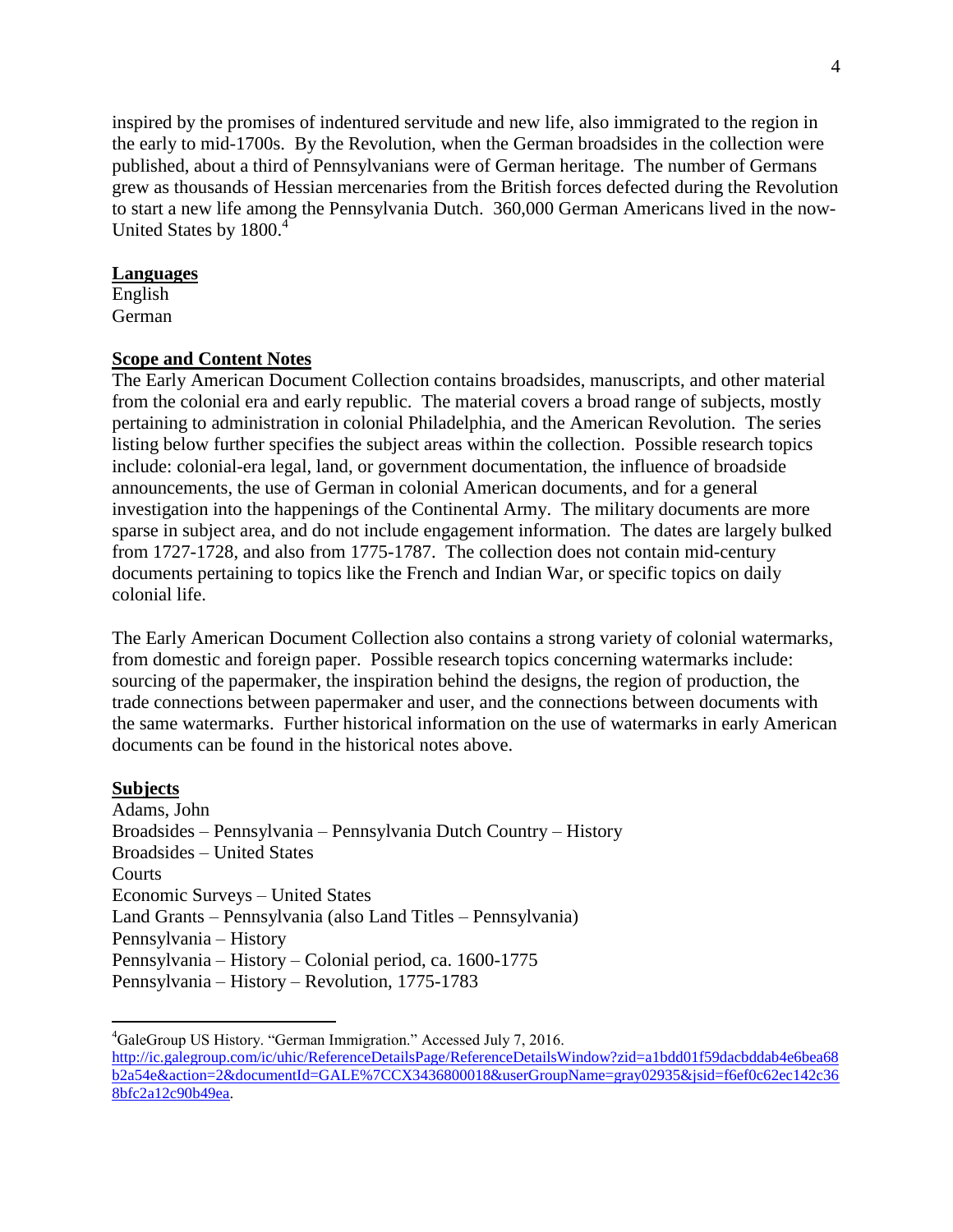inspired by the promises of indentured servitude and new life, also immigrated to the region in the early to mid-1700s. By the Revolution, when the German broadsides in the collection were published, about a third of Pennsylvanians were of German heritage. The number of Germans grew as thousands of Hessian mercenaries from the British forces defected during the Revolution to start a new life among the Pennsylvania Dutch. 360,000 German Americans lived in the now-United States by 1800.[4]

**Languages**

English
German

**Scope and Content Notes**

The Early American Document Collection contains broadsides, manuscripts, and other material from the colonial era and early republic. The material covers a broad range of subjects, mostly pertaining to administration in colonial Philadelphia, and the American Revolution. The series listing below further specifies the subject areas within the collection. Possible research topics include: colonial-era legal, land, or government documentation, the influence of broadside announcements, the use of German in colonial American documents, and for a general investigation into the happenings of the Continental Army. The military documents are more sparse in subject area, and do not include engagement information. The dates are largely bulked from 1727-1728, and also from 1775-1787. The collection does not contain mid-century documents pertaining to topics like the French and Indian War, or specific topics on daily colonial life.

The Early American Document Collection also contains a strong variety of colonial watermarks, from domestic and foreign paper. Possible research topics concerning watermarks include: sourcing of the papermaker, the inspiration behind the designs, the region of production, the trade connections between papermaker and user, and the connections between documents with the same watermarks. Further historical information on the use of watermarks in early American documents can be found in the historical notes above.

**Subjects**

Adams, John
Broadsides – Pennsylvania – Pennsylvania Dutch Country – History
Broadsides – United States
Courts
Economic Surveys – United States
Land Grants – Pennsylvania (also Land Titles – Pennsylvania)
Pennsylvania – History
Pennsylvania – History – Colonial period, ca. 1600-1775
Pennsylvania – History – Revolution, 1775-1783

---

[4] GaleGroup US History. "German Immigration." Accessed July 7, 2016. http://ic.galegroup.com/ic/uhic/ReferenceDetailsPage/ReferenceDetailsWindow?zid=a1bdd01f59dacbddab4e6bea68b2a54e&action=2&documentId=GALE%7CCX3436800018&userGroupName=gray02935&jsid=f6ef0c62ec142c368bfc2a12c90b49ea.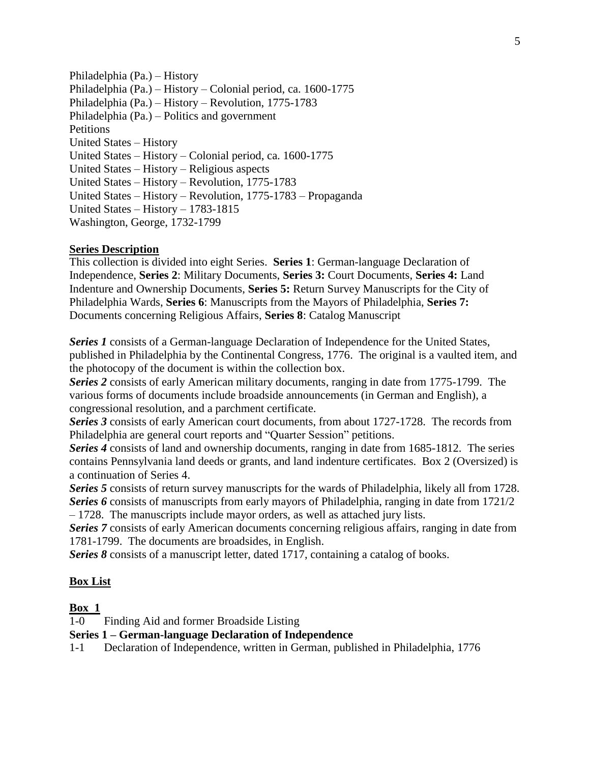Philadelphia (Pa.) – History
Philadelphia (Pa.) – History – Colonial period, ca. 1600-1775
Philadelphia (Pa.) – History – Revolution, 1775-1783
Philadelphia (Pa.) – Politics and government
Petitions
United States – History
United States – History – Colonial period, ca. 1600-1775
United States – History – Religious aspects
United States – History – Revolution, 1775-1783
United States – History – Revolution, 1775-1783 – Propaganda
United States – History – 1783-1815
Washington, George, 1732-1799

## Series Description

This collection is divided into eight Series. **Series 1**: German-language Declaration of Independence, **Series 2**: Military Documents, **Series 3:** Court Documents, **Series 4:** Land Indenture and Ownership Documents, **Series 5:** Return Survey Manuscripts for the City of Philadelphia Wards, **Series 6**: Manuscripts from the Mayors of Philadelphia, **Series 7:** Documents concerning Religious Affairs, **Series 8**: Catalog Manuscript

***Series 1*** consists of a German-language Declaration of Independence for the United States, published in Philadelphia by the Continental Congress, 1776. The original is a vaulted item, and the photocopy of the document is within the collection box.

***Series 2*** consists of early American military documents, ranging in date from 1775-1799. The various forms of documents include broadside announcements (in German and English), a congressional resolution, and a parchment certificate.

***Series 3*** consists of early American court documents, from about 1727-1728. The records from Philadelphia are general court reports and "Quarter Session" petitions.

***Series 4*** consists of land and ownership documents, ranging in date from 1685-1812. The series contains Pennsylvania land deeds or grants, and land indenture certificates. Box 2 (Oversized) is a continuation of Series 4.

***Series 5*** consists of return survey manuscripts for the wards of Philadelphia, likely all from 1728.

***Series 6*** consists of manuscripts from early mayors of Philadelphia, ranging in date from 1721/2 – 1728. The manuscripts include mayor orders, as well as attached jury lists.

***Series 7*** consists of early American documents concerning religious affairs, ranging in date from 1781-1799. The documents are broadsides, in English.

***Series 8*** consists of a manuscript letter, dated 1717, containing a catalog of books.

## Box List

### Box 1

1-0 Finding Aid and former Broadside Listing

**Series 1 – German-language Declaration of Independence**

1-1 Declaration of Independence, written in German, published in Philadelphia, 1776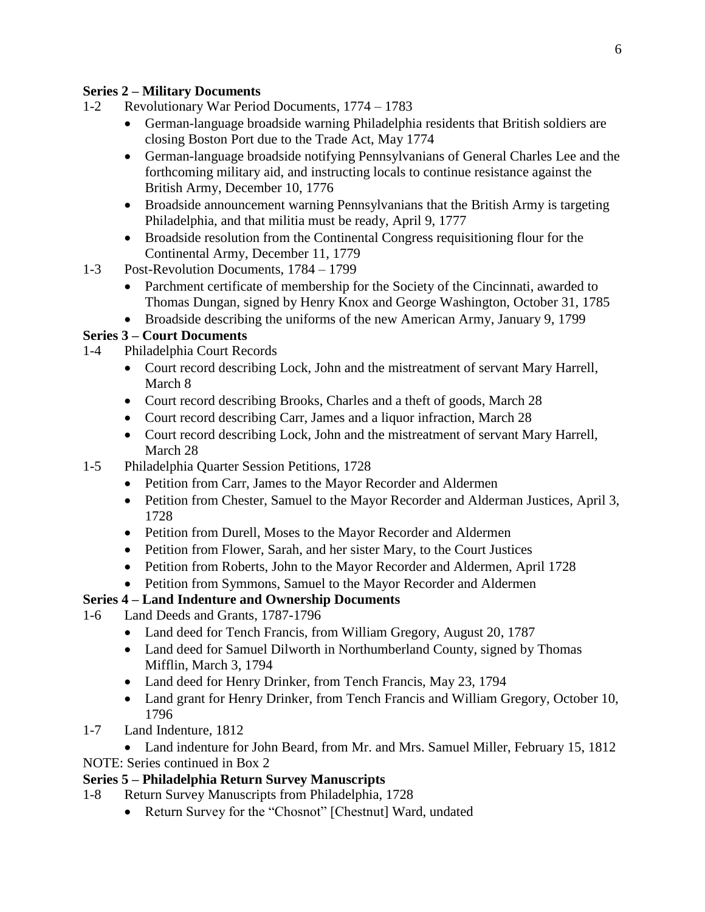**Series 2 – Military Documents**

1-2 Revolutionary War Period Documents, 1774 – 1783

- German-language broadside warning Philadelphia residents that British soldiers are closing Boston Port due to the Trade Act, May 1774
- German-language broadside notifying Pennsylvanians of General Charles Lee and the forthcoming military aid, and instructing locals to continue resistance against the British Army, December 10, 1776
- Broadside announcement warning Pennsylvanians that the British Army is targeting Philadelphia, and that militia must be ready, April 9, 1777
- Broadside resolution from the Continental Congress requisitioning flour for the Continental Army, December 11, 1779

1-3 Post-Revolution Documents, 1784 – 1799

- Parchment certificate of membership for the Society of the Cincinnati, awarded to Thomas Dungan, signed by Henry Knox and George Washington, October 31, 1785
- Broadside describing the uniforms of the new American Army, January 9, 1799

**Series 3 – Court Documents**

1-4 Philadelphia Court Records

- Court record describing Lock, John and the mistreatment of servant Mary Harrell, March 8
- Court record describing Brooks, Charles and a theft of goods, March 28
- Court record describing Carr, James and a liquor infraction, March 28
- Court record describing Lock, John and the mistreatment of servant Mary Harrell, March 28

1-5 Philadelphia Quarter Session Petitions, 1728

- Petition from Carr, James to the Mayor Recorder and Aldermen
- Petition from Chester, Samuel to the Mayor Recorder and Alderman Justices, April 3, 1728
- Petition from Durell, Moses to the Mayor Recorder and Aldermen
- Petition from Flower, Sarah, and her sister Mary, to the Court Justices
- Petition from Roberts, John to the Mayor Recorder and Aldermen, April 1728
- Petition from Symmons, Samuel to the Mayor Recorder and Aldermen

**Series 4 – Land Indenture and Ownership Documents**

1-6 Land Deeds and Grants, 1787-1796

- Land deed for Tench Francis, from William Gregory, August 20, 1787
- Land deed for Samuel Dilworth in Northumberland County, signed by Thomas Mifflin, March 3, 1794
- Land deed for Henry Drinker, from Tench Francis, May 23, 1794
- Land grant for Henry Drinker, from Tench Francis and William Gregory, October 10, 1796

1-7 Land Indenture, 1812

- Land indenture for John Beard, from Mr. and Mrs. Samuel Miller, February 15, 1812

NOTE: Series continued in Box 2

**Series 5 – Philadelphia Return Survey Manuscripts**

1-8 Return Survey Manuscripts from Philadelphia, 1728

- Return Survey for the "Chosnot" [Chestnut] Ward, undated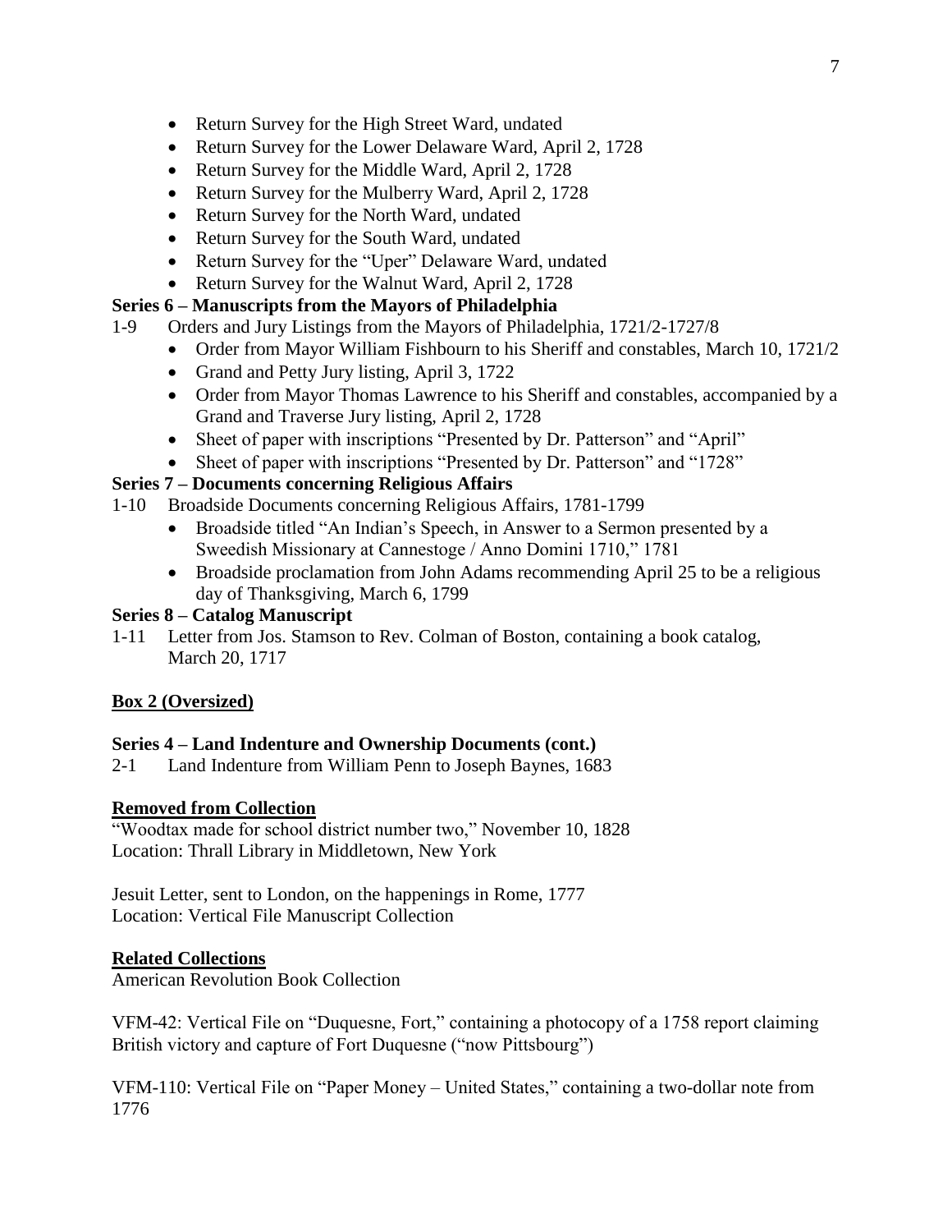- Return Survey for the High Street Ward, undated
- Return Survey for the Lower Delaware Ward, April 2, 1728
- Return Survey for the Middle Ward, April 2, 1728
- Return Survey for the Mulberry Ward, April 2, 1728
- Return Survey for the North Ward, undated
- Return Survey for the South Ward, undated
- Return Survey for the "Uper" Delaware Ward, undated
- Return Survey for the Walnut Ward, April 2, 1728

**Series 6 – Manuscripts from the Mayors of Philadelphia**

1-9 Orders and Jury Listings from the Mayors of Philadelphia, 1721/2-1727/8

- Order from Mayor William Fishbourn to his Sheriff and constables, March 10, 1721/2
- Grand and Petty Jury listing, April 3, 1722
- Order from Mayor Thomas Lawrence to his Sheriff and constables, accompanied by a Grand and Traverse Jury listing, April 2, 1728
- Sheet of paper with inscriptions "Presented by Dr. Patterson" and "April"
- Sheet of paper with inscriptions "Presented by Dr. Patterson" and "1728"

**Series 7 – Documents concerning Religious Affairs**

1-10 Broadside Documents concerning Religious Affairs, 1781-1799

- Broadside titled "An Indian's Speech, in Answer to a Sermon presented by a Sweedish Missionary at Cannestoge / Anno Domini 1710," 1781
- Broadside proclamation from John Adams recommending April 25 to be a religious day of Thanksgiving, March 6, 1799

**Series 8 – Catalog Manuscript**

1-11 Letter from Jos. Stamson to Rev. Colman of Boston, containing a book catalog, March 20, 1717

**<u>Box 2 (Oversized)</u>**

**Series 4 – Land Indenture and Ownership Documents (cont.)**

2-1 Land Indenture from William Penn to Joseph Baynes, 1683

**<u>Removed from Collection</u>**

"Woodtax made for school district number two," November 10, 1828
Location: Thrall Library in Middletown, New York

Jesuit Letter, sent to London, on the happenings in Rome, 1777
Location: Vertical File Manuscript Collection

**<u>Related Collections</u>**

American Revolution Book Collection

VFM-42: Vertical File on "Duquesne, Fort," containing a photocopy of a 1758 report claiming British victory and capture of Fort Duquesne ("now Pittsbourg")

VFM-110: Vertical File on "Paper Money – United States," containing a two-dollar note from 1776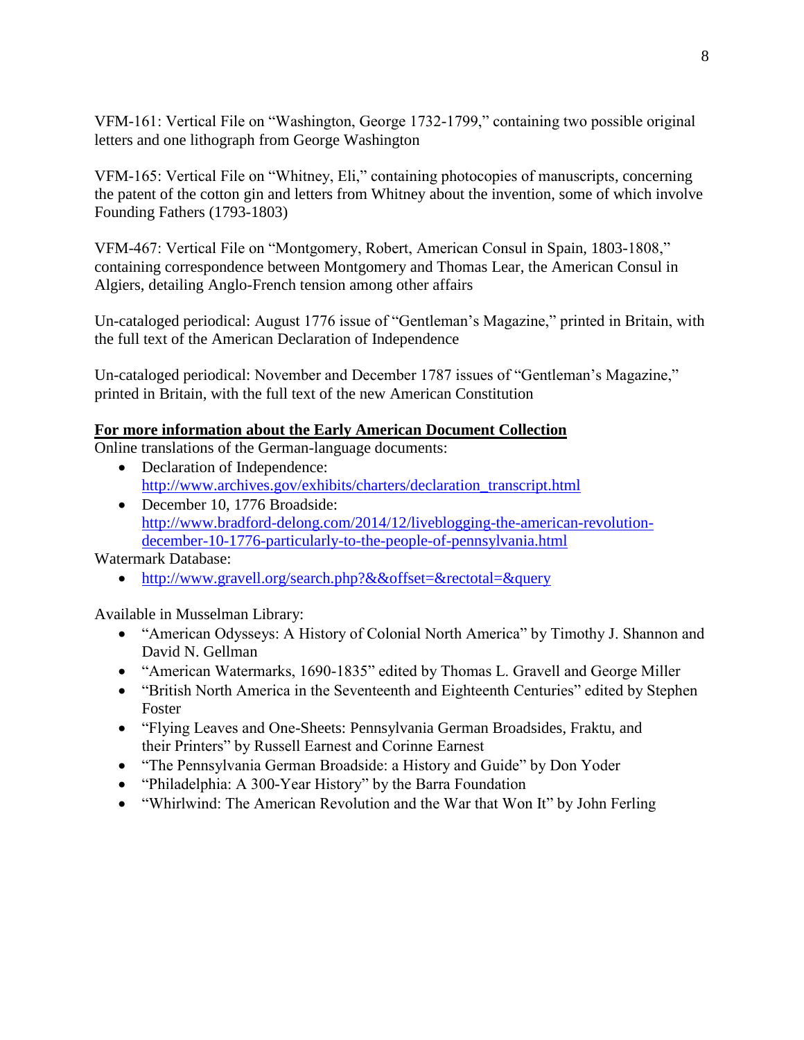VFM-161: Vertical File on "Washington, George 1732-1799," containing two possible original letters and one lithograph from George Washington

VFM-165: Vertical File on "Whitney, Eli," containing photocopies of manuscripts, concerning the patent of the cotton gin and letters from Whitney about the invention, some of which involve Founding Fathers (1793-1803)

VFM-467: Vertical File on "Montgomery, Robert, American Consul in Spain, 1803-1808," containing correspondence between Montgomery and Thomas Lear, the American Consul in Algiers, detailing Anglo-French tension among other affairs

Un-cataloged periodical: August 1776 issue of "Gentleman's Magazine," printed in Britain, with the full text of the American Declaration of Independence

Un-cataloged periodical: November and December 1787 issues of "Gentleman's Magazine," printed in Britain, with the full text of the new American Constitution

**For more information about the Early American Document Collection**

Online translations of the German-language documents:

- Declaration of Independence: http://www.archives.gov/exhibits/charters/declaration_transcript.html
- December 10, 1776 Broadside: http://www.bradford-delong.com/2014/12/liveblogging-the-american-revolution-december-10-1776-particularly-to-the-people-of-pennsylvania.html

Watermark Database:

- http://www.gravell.org/search.php?&&offset=&rectotal=&query

Available in Musselman Library:

- "American Odysseys: A History of Colonial North America" by Timothy J. Shannon and David N. Gellman
- "American Watermarks, 1690-1835" edited by Thomas L. Gravell and George Miller
- "British North America in the Seventeenth and Eighteenth Centuries" edited by Stephen Foster
- "Flying Leaves and One-Sheets: Pennsylvania German Broadsides, Fraktu, and their Printers" by Russell Earnest and Corinne Earnest
- "The Pennsylvania German Broadside: a History and Guide" by Don Yoder
- "Philadelphia: A 300-Year History" by the Barra Foundation
- "Whirlwind: The American Revolution and the War that Won It" by John Ferling